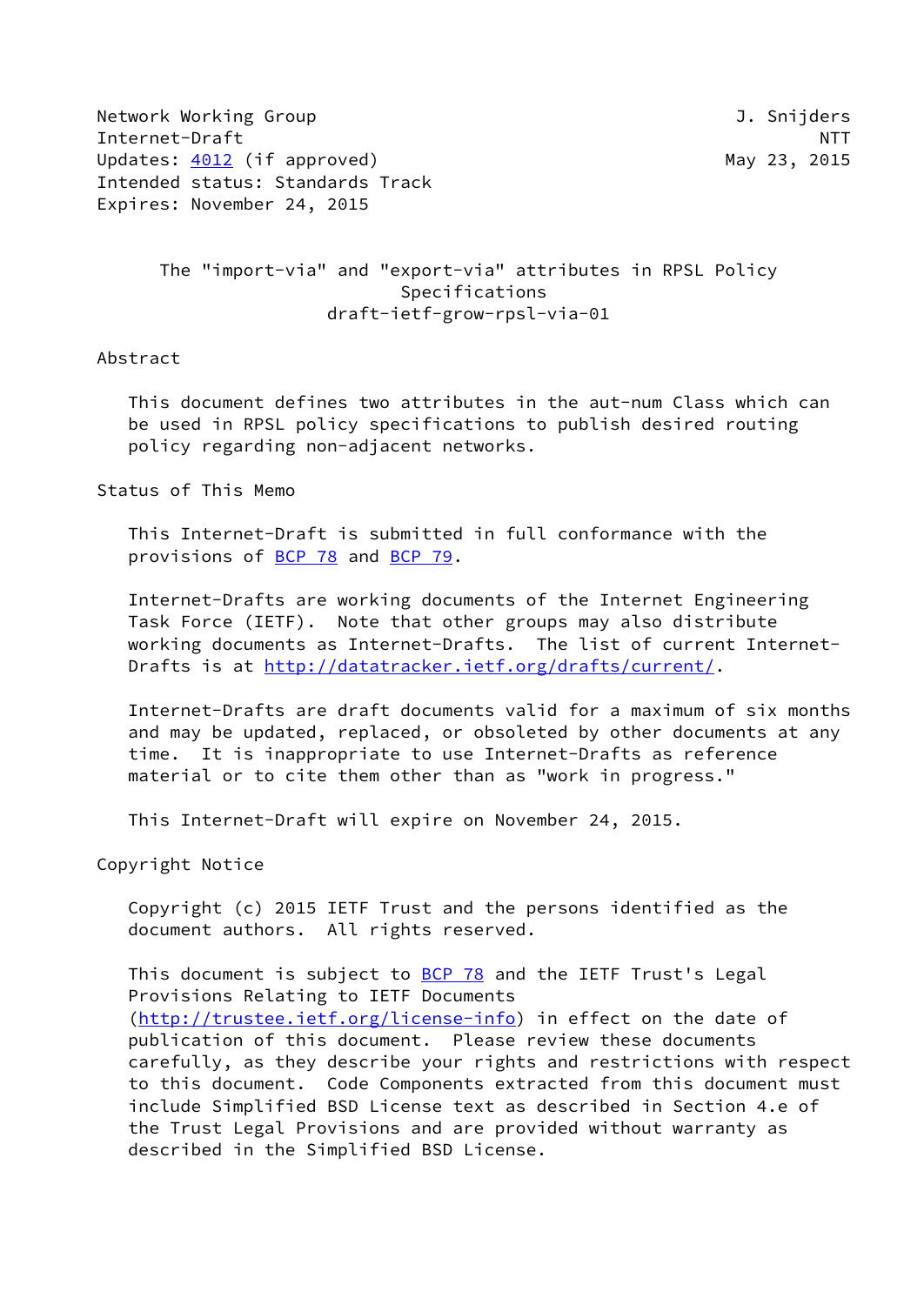Network Working Group J. Snijders
Internet-Draft NTT
Updates: 4012 (if approved) May 23, 2015
Intended status: Standards Track
Expires: November 24, 2015

# The "import-via" and "export-via" attributes in RPSL Policy Specifications
draft-ietf-grow-rpsl-via-01

## Abstract

This document defines two attributes in the aut-num Class which can be used in RPSL policy specifications to publish desired routing policy regarding non-adjacent networks.

## Status of This Memo

This Internet-Draft is submitted in full conformance with the provisions of BCP 78 and BCP 79.

Internet-Drafts are working documents of the Internet Engineering Task Force (IETF). Note that other groups may also distribute working documents as Internet-Drafts. The list of current Internet-Drafts is at http://datatracker.ietf.org/drafts/current/.

Internet-Drafts are draft documents valid for a maximum of six months and may be updated, replaced, or obsoleted by other documents at any time. It is inappropriate to use Internet-Drafts as reference material or to cite them other than as "work in progress."

This Internet-Draft will expire on November 24, 2015.

## Copyright Notice

Copyright (c) 2015 IETF Trust and the persons identified as the document authors. All rights reserved.

This document is subject to BCP 78 and the IETF Trust's Legal Provisions Relating to IETF Documents (http://trustee.ietf.org/license-info) in effect on the date of publication of this document. Please review these documents carefully, as they describe your rights and restrictions with respect to this document. Code Components extracted from this document must include Simplified BSD License text as described in Section 4.e of the Trust Legal Provisions and are provided without warranty as described in the Simplified BSD License.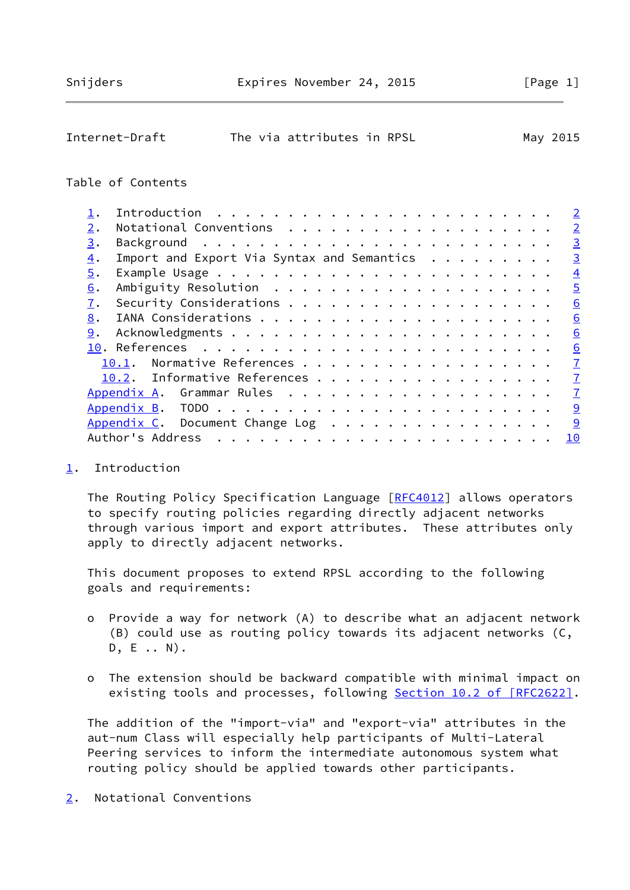Table of Contents

1. Introduction . . . . . . . . . . . . . . . . . . . . . . . . 2
2. Notational Conventions . . . . . . . . . . . . . . . . . . . 2
3. Background . . . . . . . . . . . . . . . . . . . . . . . . . 3
4. Import and Export Via Syntax and Semantics . . . . . . . . . 3
5. Example Usage . . . . . . . . . . . . . . . . . . . . . . . . 4
6. Ambiguity Resolution . . . . . . . . . . . . . . . . . . . . 5
7. Security Considerations . . . . . . . . . . . . . . . . . . . 6
8. IANA Considerations . . . . . . . . . . . . . . . . . . . . . 6
9. Acknowledgments . . . . . . . . . . . . . . . . . . . . . . . 6
10. References . . . . . . . . . . . . . . . . . . . . . . . . . 6
  10.1. Normative References . . . . . . . . . . . . . . . . . . 7
  10.2. Informative References . . . . . . . . . . . . . . . . . 7
Appendix A. Grammar Rules . . . . . . . . . . . . . . . . . . . 7
Appendix B. TODO . . . . . . . . . . . . . . . . . . . . . . . . 9
Appendix C. Document Change Log . . . . . . . . . . . . . . . . 9
Author's Address . . . . . . . . . . . . . . . . . . . . . . . . 10

## 1. Introduction

The Routing Policy Specification Language [RFC4012] allows operators to specify routing policies regarding directly adjacent networks through various import and export attributes. These attributes only apply to directly adjacent networks.

This document proposes to extend RPSL according to the following goals and requirements:

- Provide a way for network (A) to describe what an adjacent network (B) could use as routing policy towards its adjacent networks (C, D, E .. N).

- The extension should be backward compatible with minimal impact on existing tools and processes, following Section 10.2 of [RFC2622].

The addition of the "import-via" and "export-via" attributes in the aut-num Class will especially help participants of Multi-Lateral Peering services to inform the intermediate autonomous system what routing policy should be applied towards other participants.

## 2. Notational Conventions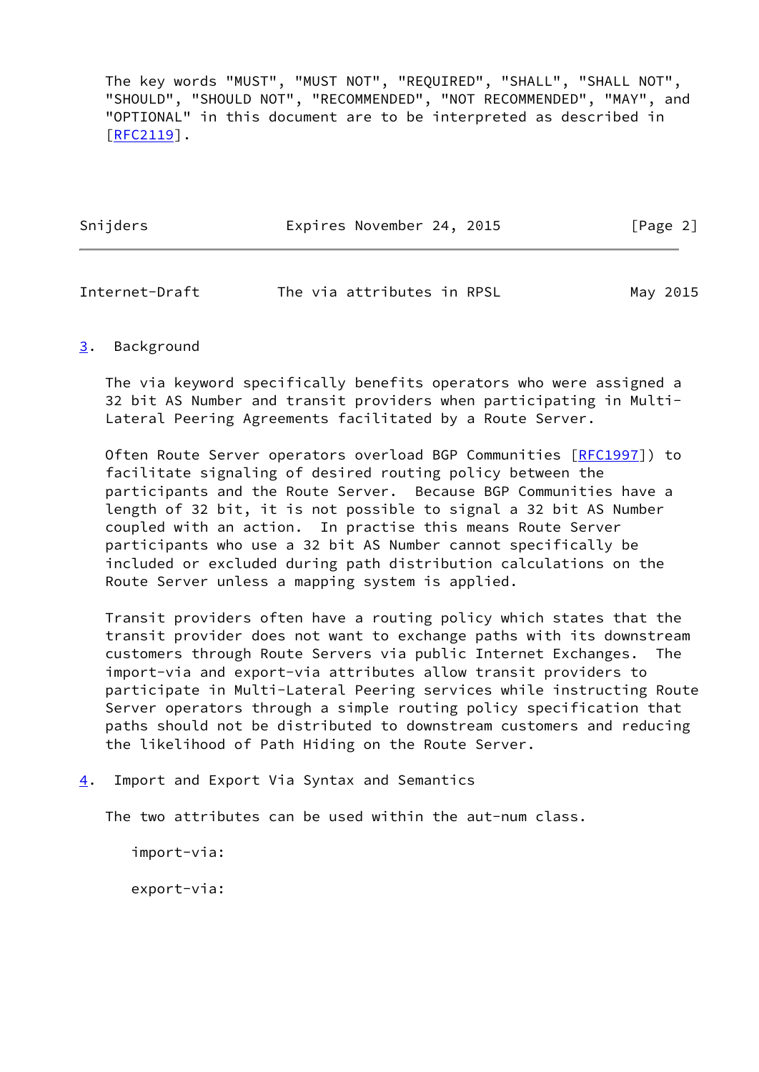The key words "MUST", "MUST NOT", "REQUIRED", "SHALL", "SHALL NOT", "SHOULD", "SHOULD NOT", "RECOMMENDED", "NOT RECOMMENDED", "MAY", and "OPTIONAL" in this document are to be interpreted as described in [RFC2119].

## 3. Background

The via keyword specifically benefits operators who were assigned a 32 bit AS Number and transit providers when participating in Multi-Lateral Peering Agreements facilitated by a Route Server.

Often Route Server operators overload BGP Communities ([RFC1997]) to facilitate signaling of desired routing policy between the participants and the Route Server. Because BGP Communities have a length of 32 bit, it is not possible to signal a 32 bit AS Number coupled with an action. In practise this means Route Server participants who use a 32 bit AS Number cannot specifically be included or excluded during path distribution calculations on the Route Server unless a mapping system is applied.

Transit providers often have a routing policy which states that the transit provider does not want to exchange paths with its downstream customers through Route Servers via public Internet Exchanges. The import-via and export-via attributes allow transit providers to participate in Multi-Lateral Peering services while instructing Route Server operators through a simple routing policy specification that paths should not be distributed to downstream customers and reducing the likelihood of Path Hiding on the Route Server.

## 4. Import and Export Via Syntax and Semantics

The two attributes can be used within the aut-num class.

```
import-via:

export-via:
```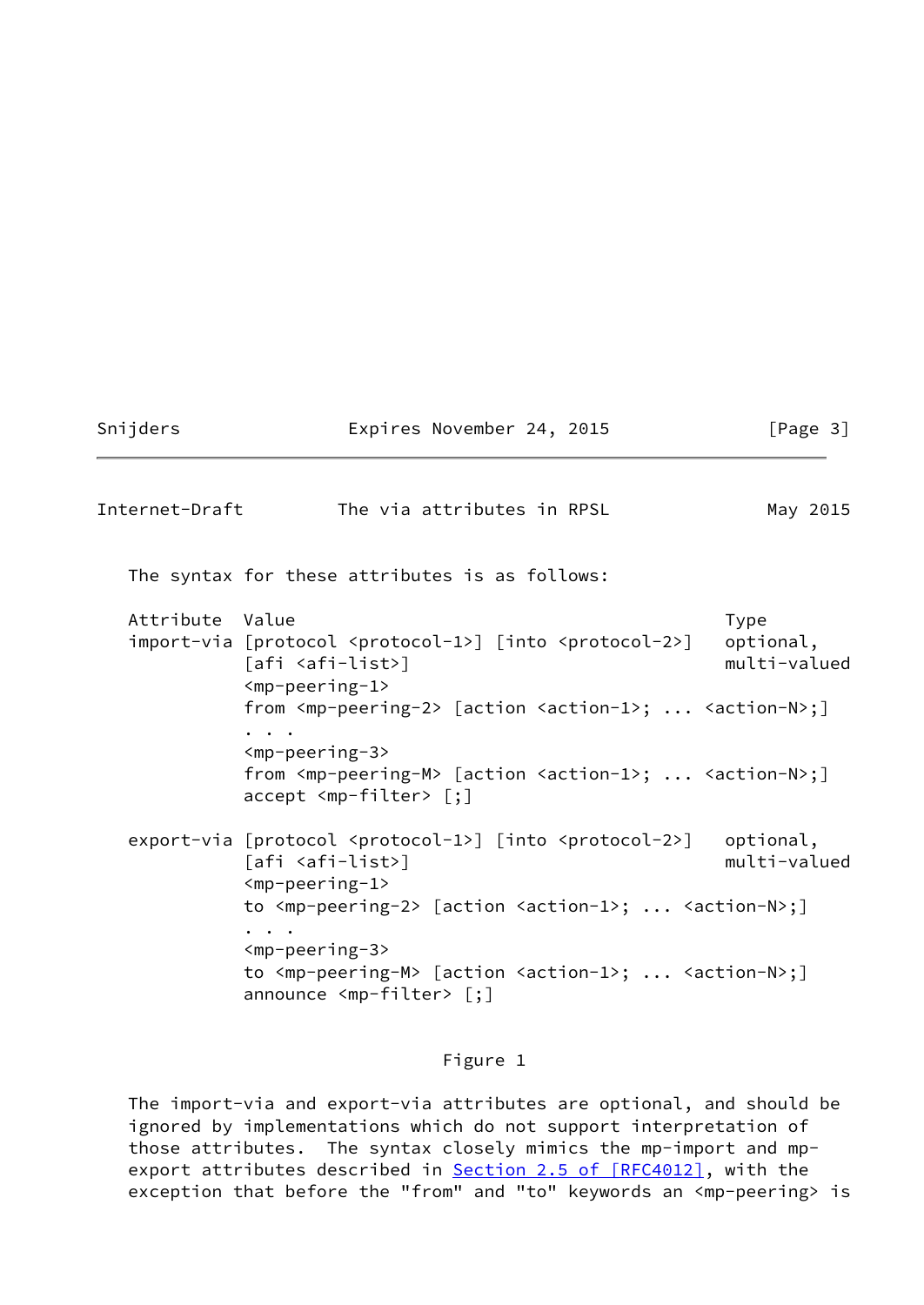The syntax for these attributes is as follows:

```
Attribute  Value                                              Type
import-via [protocol <protocol-1>] [into <protocol-2>]   optional,
           [afi <afi-list>]                               multi-valued
           <mp-peering-1>
           from <mp-peering-2> [action <action-1>; ... <action-N>;]
           . . .
           <mp-peering-3>
           from <mp-peering-M> [action <action-1>; ... <action-N>;]
           accept <mp-filter> [;]

export-via [protocol <protocol-1>] [into <protocol-2>]   optional,
           [afi <afi-list>]                               multi-valued
           <mp-peering-1>
           to <mp-peering-2> [action <action-1>; ... <action-N>;]
           . . .
           <mp-peering-3>
           to <mp-peering-M> [action <action-1>; ... <action-N>;]
           announce <mp-filter> [;]
```

Figure 1

The import-via and export-via attributes are optional, and should be ignored by implementations which do not support interpretation of those attributes. The syntax closely mimics the mp-import and mp-export attributes described in Section 2.5 of [RFC4012], with the exception that before the "from" and "to" keywords an <mp-peering> is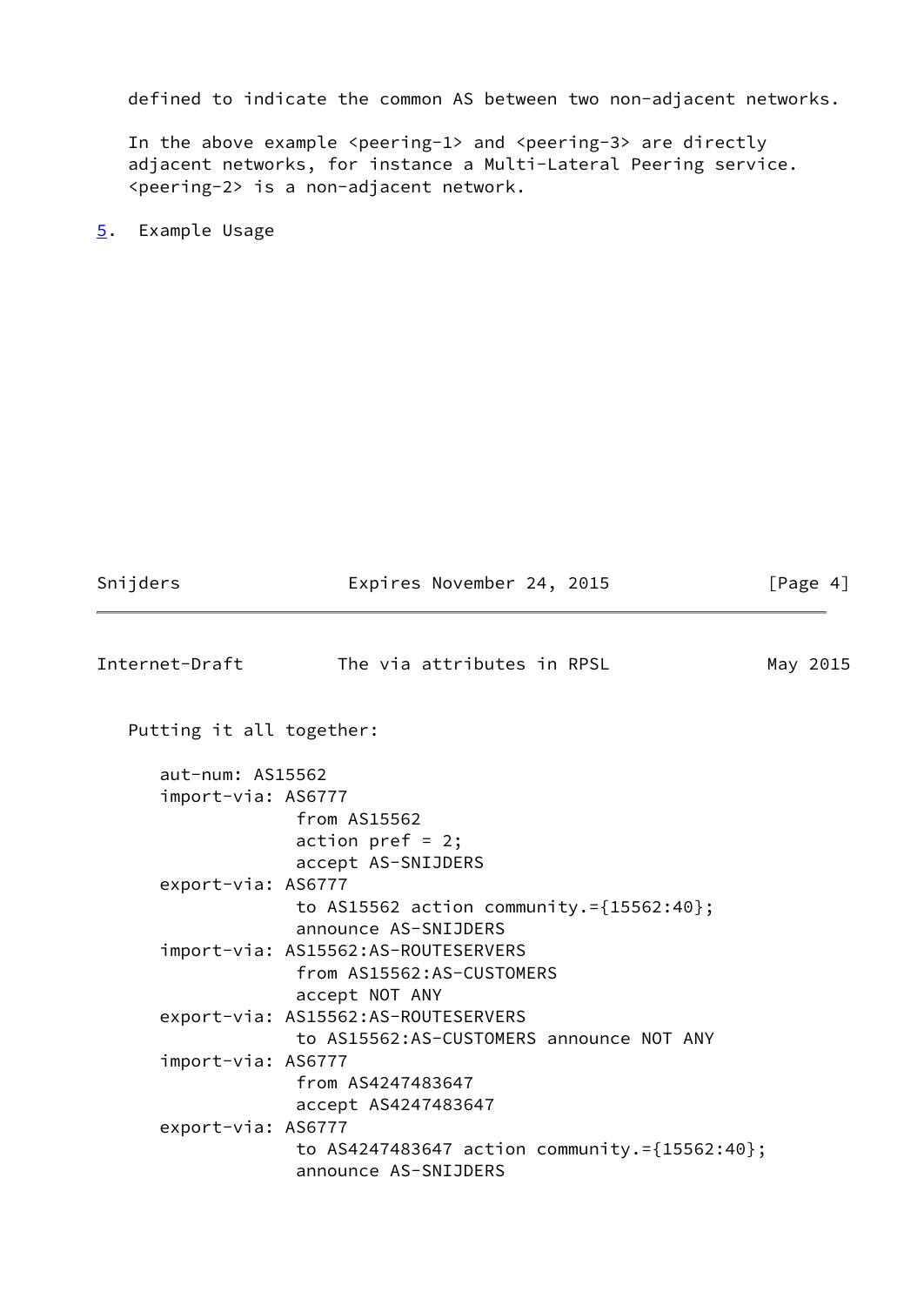defined to indicate the common AS between two non-adjacent networks.

In the above example <peering-1> and <peering-3> are directly adjacent networks, for instance a Multi-Lateral Peering service. <peering-2> is a non-adjacent network.

## 5. Example Usage

Putting it all together:

```
aut-num: AS15562
import-via: AS6777
            from AS15562
            action pref = 2;
            accept AS-SNIJDERS
export-via: AS6777
            to AS15562 action community.={15562:40};
            announce AS-SNIJDERS
import-via: AS15562:AS-ROUTESERVERS
            from AS15562:AS-CUSTOMERS
            accept NOT ANY
export-via: AS15562:AS-ROUTESERVERS
            to AS15562:AS-CUSTOMERS announce NOT ANY
import-via: AS6777
            from AS4247483647
            accept AS4247483647
export-via: AS6777
            to AS4247483647 action community.={15562:40};
            announce AS-SNIJDERS
```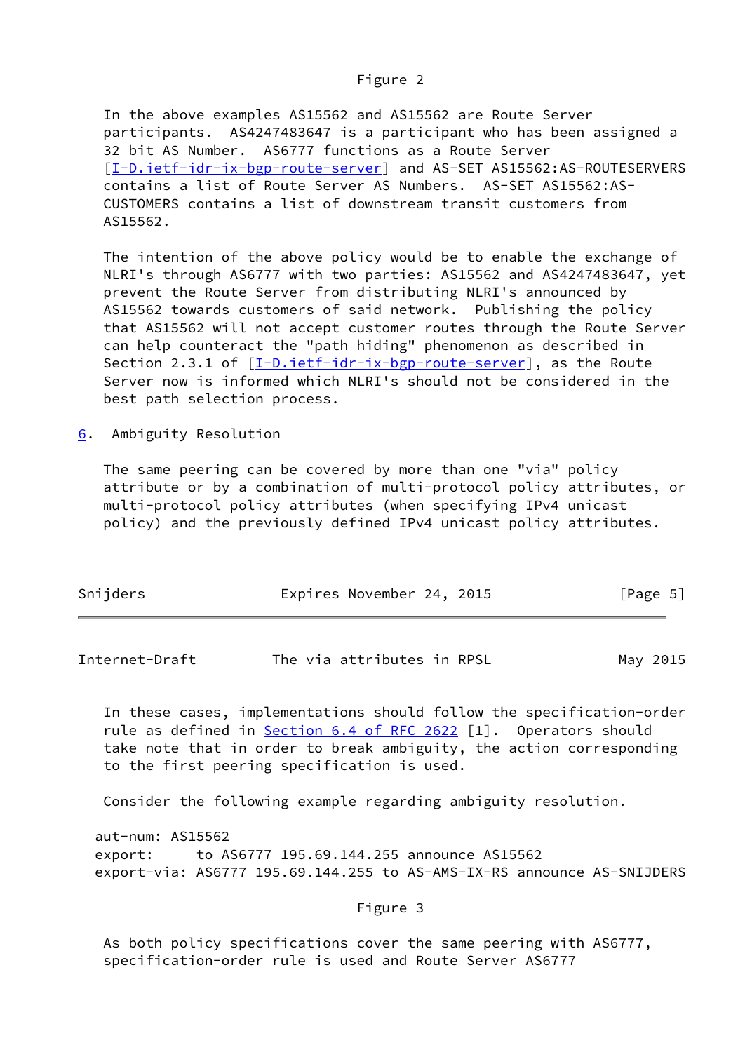Figure 2

In the above examples AS15562 and AS15562 are Route Server participants. AS4247483647 is a participant who has been assigned a 32 bit AS Number. AS6777 functions as a Route Server [I-D.ietf-idr-ix-bgp-route-server] and AS-SET AS15562:AS-ROUTESERVERS contains a list of Route Server AS Numbers. AS-SET AS15562:AS-CUSTOMERS contains a list of downstream transit customers from AS15562.

The intention of the above policy would be to enable the exchange of NLRI's through AS6777 with two parties: AS15562 and AS4247483647, yet prevent the Route Server from distributing NLRI's announced by AS15562 towards customers of said network. Publishing the policy that AS15562 will not accept customer routes through the Route Server can help counteract the "path hiding" phenomenon as described in Section 2.3.1 of [I-D.ietf-idr-ix-bgp-route-server], as the Route Server now is informed which NLRI's should not be considered in the best path selection process.

## 6. Ambiguity Resolution

The same peering can be covered by more than one "via" policy attribute or by a combination of multi-protocol policy attributes, or multi-protocol policy attributes (when specifying IPv4 unicast policy) and the previously defined IPv4 unicast policy attributes.

In these cases, implementations should follow the specification-order rule as defined in Section 6.4 of RFC 2622 [1]. Operators should take note that in order to break ambiguity, the action corresponding to the first peering specification is used.

Consider the following example regarding ambiguity resolution.

```
aut-num: AS15562
export:     to AS6777 195.69.144.255 announce AS15562
export-via: AS6777 195.69.144.255 to AS-AMS-IX-RS announce AS-SNIJDERS
```

Figure 3

As both policy specifications cover the same peering with AS6777, specification-order rule is used and Route Server AS6777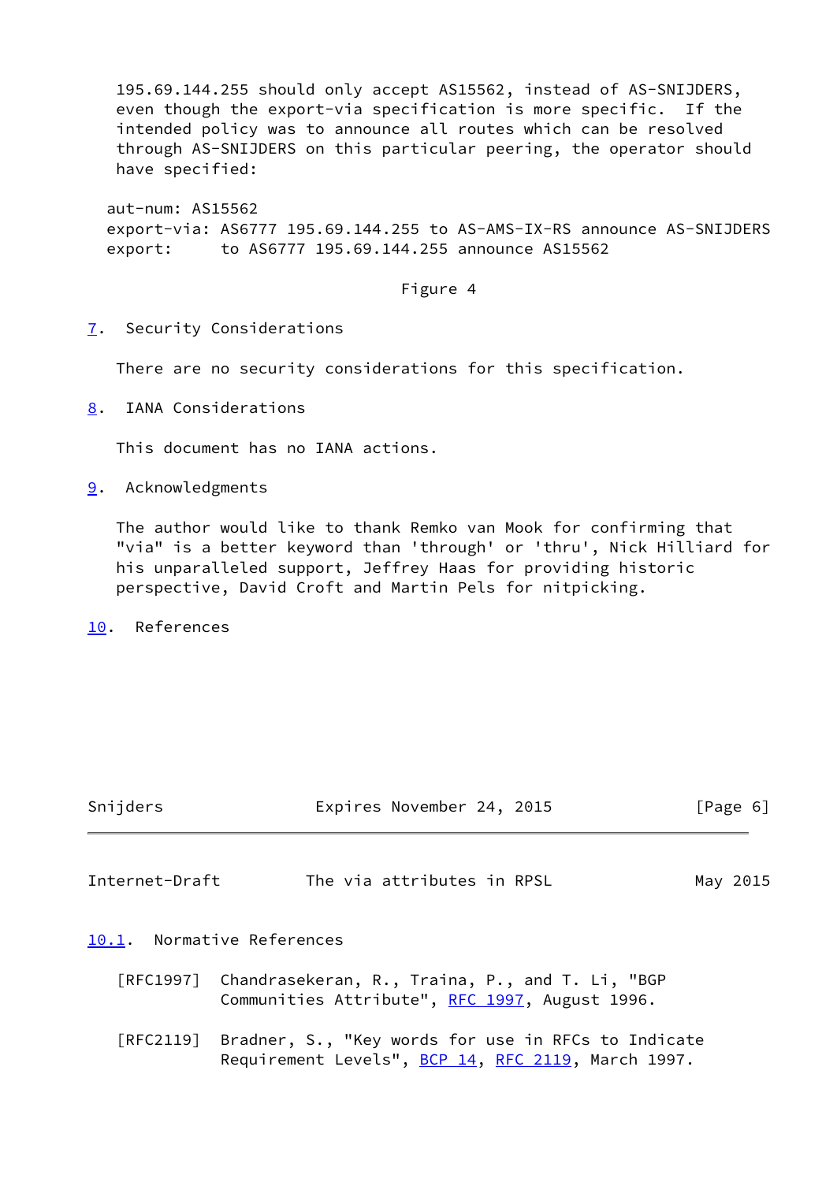195.69.144.255 should only accept AS15562, instead of AS-SNIJDERS, even though the export-via specification is more specific. If the intended policy was to announce all routes which can be resolved through AS-SNIJDERS on this particular peering, the operator should have specified:

```
aut-num: AS15562
export-via: AS6777 195.69.144.255 to AS-AMS-IX-RS announce AS-SNIJDERS
export:     to AS6777 195.69.144.255 announce AS15562
```

Figure 4

## 7. Security Considerations

There are no security considerations for this specification.

## 8. IANA Considerations

This document has no IANA actions.

## 9. Acknowledgments

The author would like to thank Remko van Mook for confirming that "via" is a better keyword than 'through' or 'thru', Nick Hilliard for his unparalleled support, Jeffrey Haas for providing historic perspective, David Croft and Martin Pels for nitpicking.

## 10. References

### 10.1. Normative References

[RFC1997] Chandrasekeran, R., Traina, P., and T. Li, "BGP Communities Attribute", RFC 1997, August 1996.

[RFC2119] Bradner, S., "Key words for use in RFCs to Indicate Requirement Levels", BCP 14, RFC 2119, March 1997.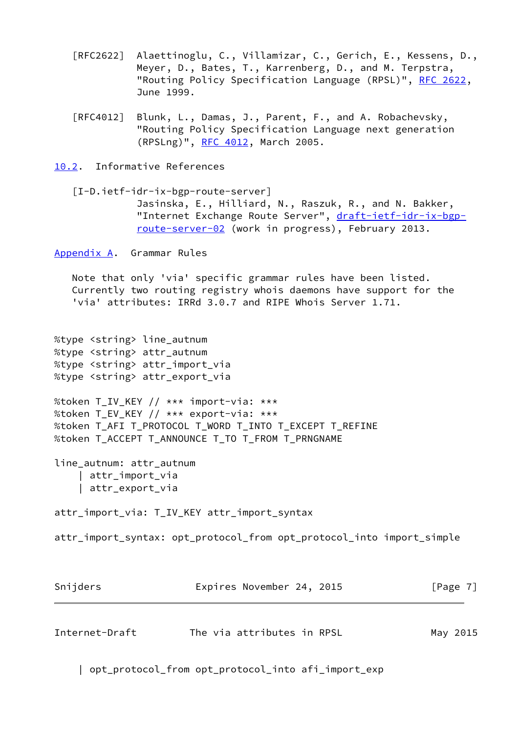[RFC2622] Alaettinoglu, C., Villamizar, C., Gerich, E., Kessens, D., Meyer, D., Bates, T., Karrenberg, D., and M. Terpstra, "Routing Policy Specification Language (RPSL)", RFC 2622, June 1999.

[RFC4012] Blunk, L., Damas, J., Parent, F., and A. Robachevsky, "Routing Policy Specification Language next generation (RPSLng)", RFC 4012, March 2005.

### 10.2. Informative References

[I-D.ietf-idr-ix-bgp-route-server] Jasinska, E., Hilliard, N., Raszuk, R., and N. Bakker, "Internet Exchange Route Server", draft-ietf-idr-ix-bgp-route-server-02 (work in progress), February 2013.

## Appendix A. Grammar Rules

Note that only 'via' specific grammar rules have been listed. Currently two routing registry whois daemons have support for the 'via' attributes: IRRd 3.0.7 and RIPE Whois Server 1.71.

```
%type <string> line_autnum
%type <string> attr_autnum
%type <string> attr_import_via
%type <string> attr_export_via

%token T_IV_KEY // *** import-via: ***
%token T_EV_KEY // *** export-via: ***
%token T_AFI T_PROTOCOL T_WORD T_INTO T_EXCEPT T_REFINE
%token T_ACCEPT T_ANNOUNCE T_TO T_FROM T_PRNGNAME

line_autnum: attr_autnum
    | attr_import_via
    | attr_export_via

attr_import_via: T_IV_KEY attr_import_syntax

attr_import_syntax: opt_protocol_from opt_protocol_into import_simple
```

```
    | opt_protocol_from opt_protocol_into afi_import_exp
```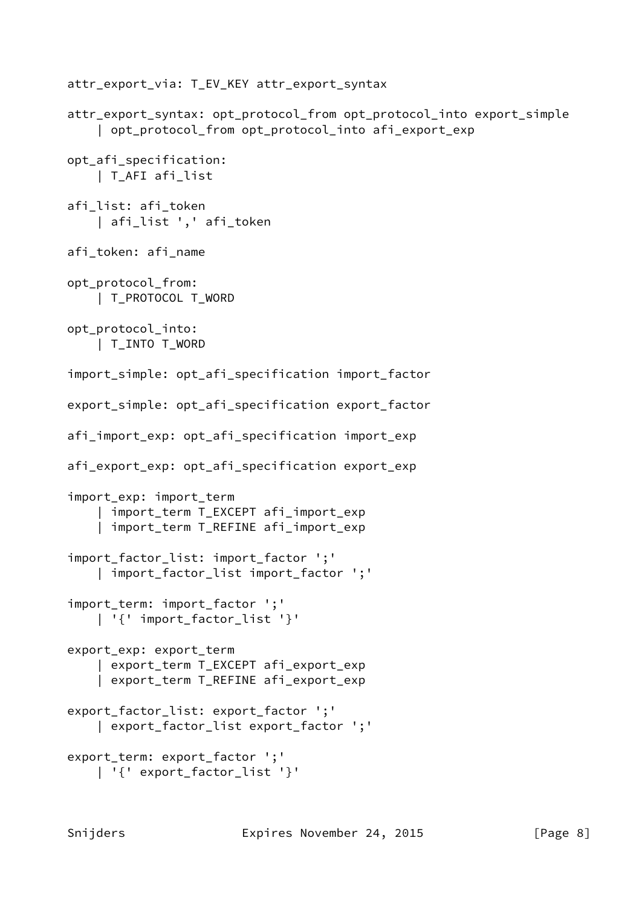```
attr_export_via: T_EV_KEY attr_export_syntax

attr_export_syntax: opt_protocol_from opt_protocol_into export_simple
    | opt_protocol_from opt_protocol_into afi_export_exp

opt_afi_specification:
    | T_AFI afi_list

afi_list: afi_token
    | afi_list ',' afi_token

afi_token: afi_name

opt_protocol_from:
    | T_PROTOCOL T_WORD

opt_protocol_into:
    | T_INTO T_WORD

import_simple: opt_afi_specification import_factor

export_simple: opt_afi_specification export_factor

afi_import_exp: opt_afi_specification import_exp

afi_export_exp: opt_afi_specification export_exp

import_exp: import_term
    | import_term T_EXCEPT afi_import_exp
    | import_term T_REFINE afi_import_exp

import_factor_list: import_factor ';'
    | import_factor_list import_factor ';'

import_term: import_factor ';'
    | '{' import_factor_list '}'

export_exp: export_term
    | export_term T_EXCEPT afi_export_exp
    | export_term T_REFINE afi_export_exp

export_factor_list: export_factor ';'
    | export_factor_list export_factor ';'

export_term: export_factor ';'
    | '{' export_factor_list '}'
```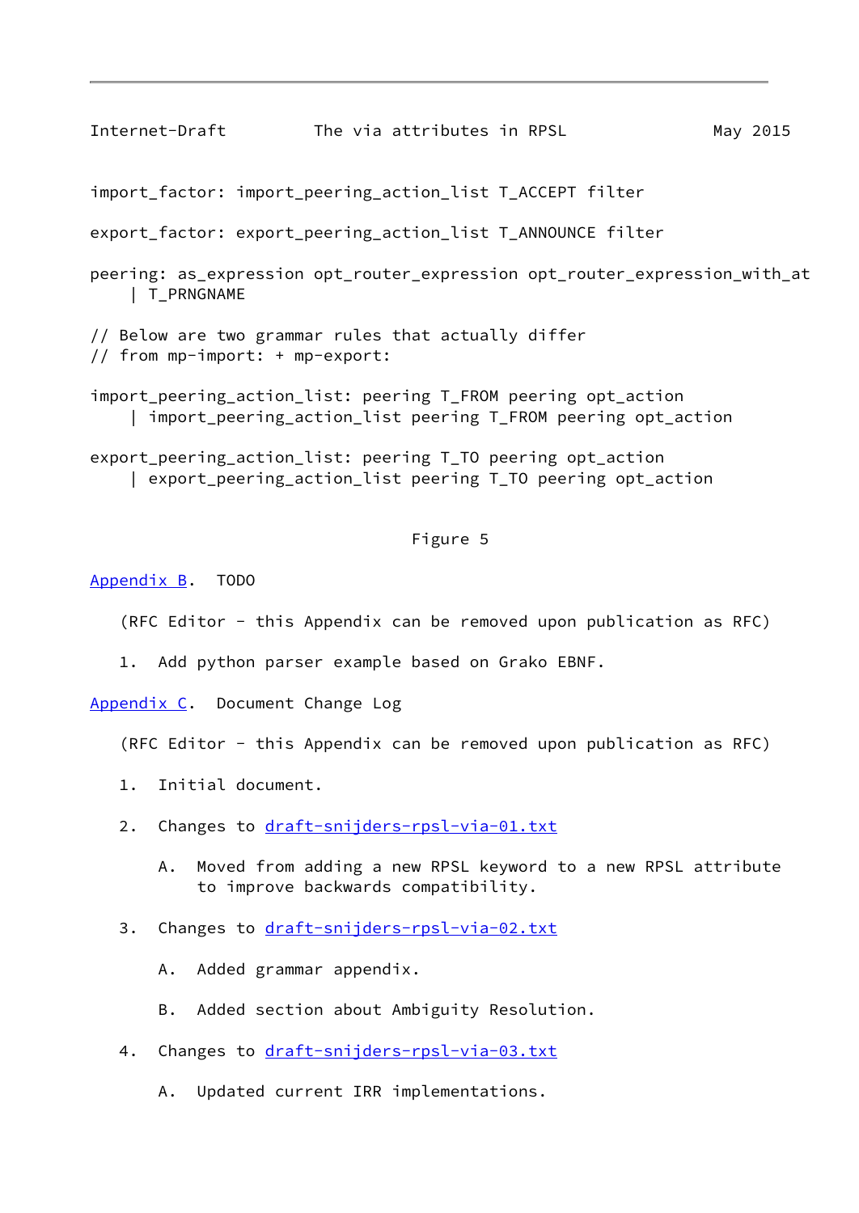```
import_factor: import_peering_action_list T_ACCEPT filter

export_factor: export_peering_action_list T_ANNOUNCE filter

peering: as_expression opt_router_expression opt_router_expression_with_at
    | T_PRNGNAME

// Below are two grammar rules that actually differ
// from mp-import: + mp-export:

import_peering_action_list: peering T_FROM peering opt_action
    | import_peering_action_list peering T_FROM peering opt_action

export_peering_action_list: peering T_TO peering opt_action
    | export_peering_action_list peering T_TO peering opt_action
```

Figure 5

## Appendix B. TODO

(RFC Editor - this Appendix can be removed upon publication as RFC)

1. Add python parser example based on Grako EBNF.

## Appendix C. Document Change Log

(RFC Editor - this Appendix can be removed upon publication as RFC)

1. Initial document.

2. Changes to draft-snijders-rpsl-via-01.txt

   A. Moved from adding a new RPSL keyword to a new RPSL attribute to improve backwards compatibility.

3. Changes to draft-snijders-rpsl-via-02.txt

   A. Added grammar appendix.

   B. Added section about Ambiguity Resolution.

4. Changes to draft-snijders-rpsl-via-03.txt

   A. Updated current IRR implementations.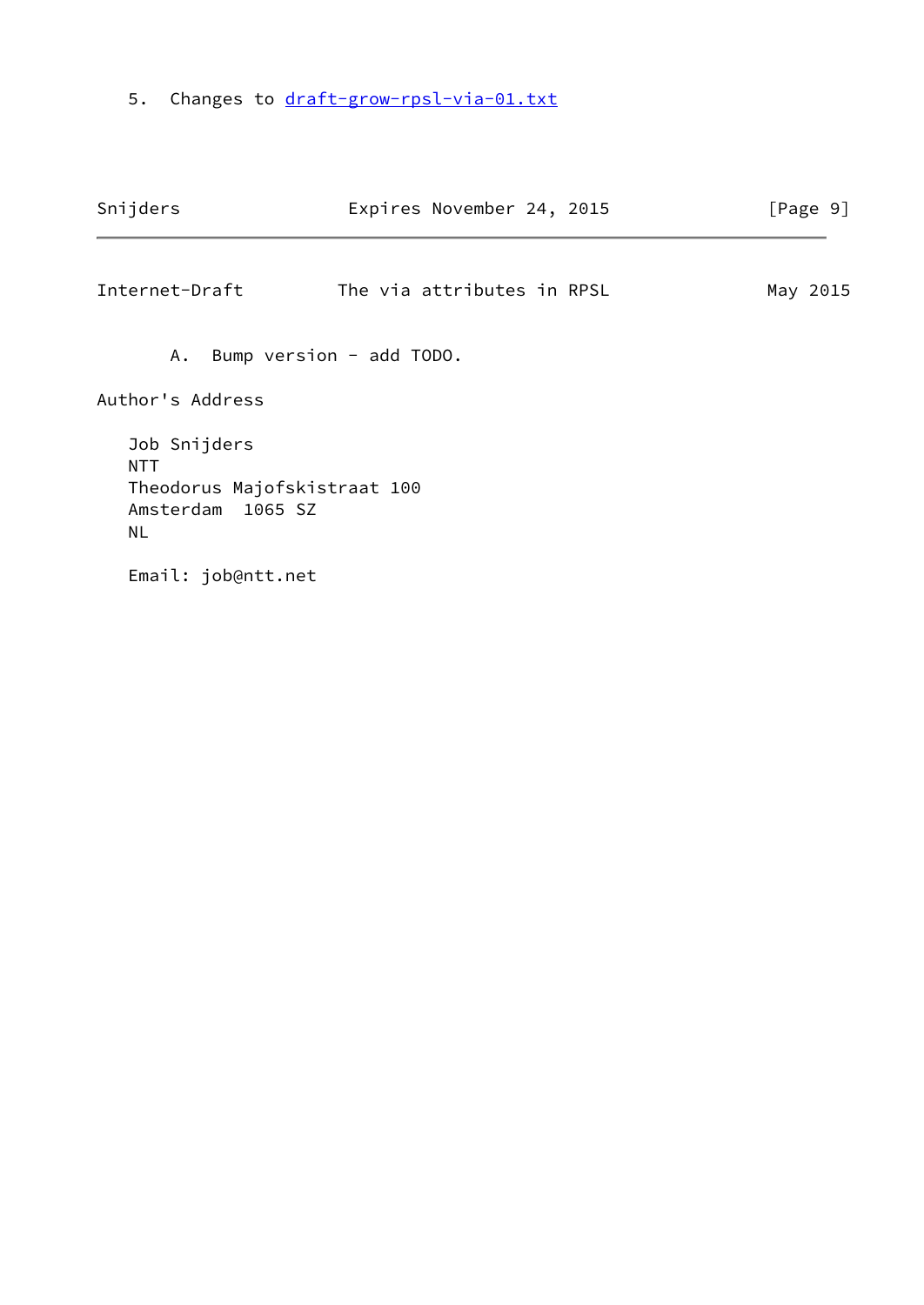## 5. Changes to draft-grow-rpsl-via-01.txt

A. Bump version - add TODO.

## Author's Address

Job Snijders
NTT
Theodorus Majofskistraat 100
Amsterdam 1065 SZ
NL

Email: job@ntt.net